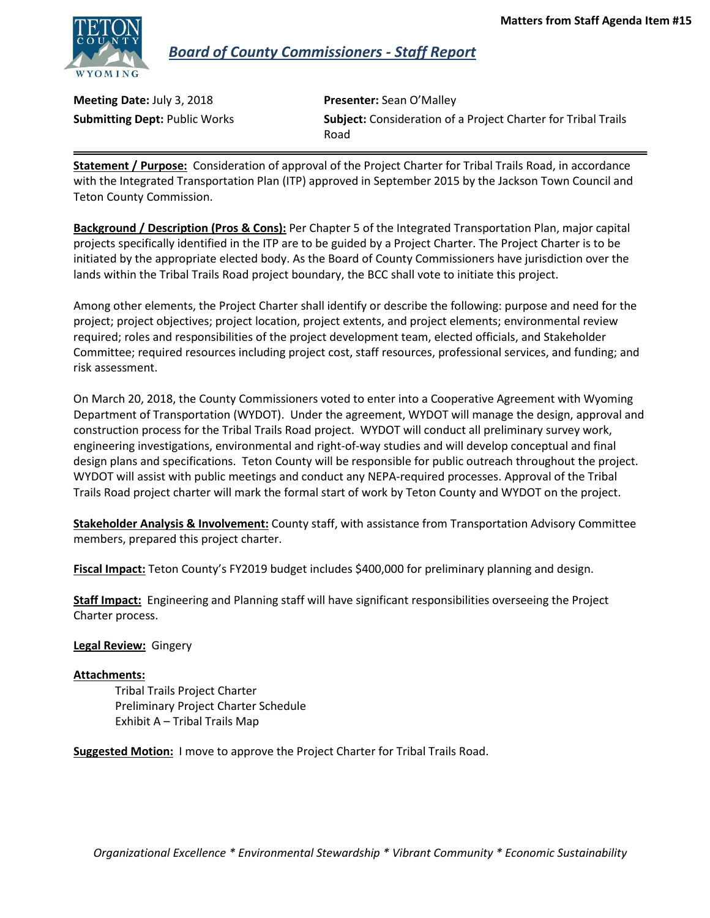Matters from Staff Agenda Item #15

## *Board of County Commissioners - Staff Report*

**Meeting Date:** July 3, 2018

**Submitting Dept:** Public Works

**Presenter:** Sean O'Malley

**Subject:** Consideration of a Project Charter for Tribal Trails Road

---

**Statement / Purpose:** Consideration of approval of the Project Charter for Tribal Trails Road, in accordance with the Integrated Transportation Plan (ITP) approved in September 2015 by the Jackson Town Council and Teton County Commission.

**Background / Description (Pros & Cons):** Per Chapter 5 of the Integrated Transportation Plan, major capital projects specifically identified in the ITP are to be guided by a Project Charter. The Project Charter is to be initiated by the appropriate elected body. As the Board of County Commissioners have jurisdiction over the lands within the Tribal Trails Road project boundary, the BCC shall vote to initiate this project.

Among other elements, the Project Charter shall identify or describe the following: purpose and need for the project; project objectives; project location, project extents, and project elements; environmental review required; roles and responsibilities of the project development team, elected officials, and Stakeholder Committee; required resources including project cost, staff resources, professional services, and funding; and risk assessment.

On March 20, 2018, the County Commissioners voted to enter into a Cooperative Agreement with Wyoming Department of Transportation (WYDOT). Under the agreement, WYDOT will manage the design, approval and construction process for the Tribal Trails Road project. WYDOT will conduct all preliminary survey work, engineering investigations, environmental and right-of-way studies and will develop conceptual and final design plans and specifications. Teton County will be responsible for public outreach throughout the project. WYDOT will assist with public meetings and conduct any NEPA-required processes. Approval of the Tribal Trails Road project charter will mark the formal start of work by Teton County and WYDOT on the project.

**Stakeholder Analysis & Involvement:** County staff, with assistance from Transportation Advisory Committee members, prepared this project charter.

**Fiscal Impact:** Teton County's FY2019 budget includes $400,000 for preliminary planning and design.

**Staff Impact:** Engineering and Planning staff will have significant responsibilities overseeing the Project Charter process.

**Legal Review:** Gingery

**Attachments:**

- Tribal Trails Project Charter
- Preliminary Project Charter Schedule
- Exhibit A – Tribal Trails Map

**Suggested Motion:** I move to approve the Project Charter for Tribal Trails Road.

*Organizational Excellence * Environmental Stewardship * Vibrant Community * Economic Sustainability*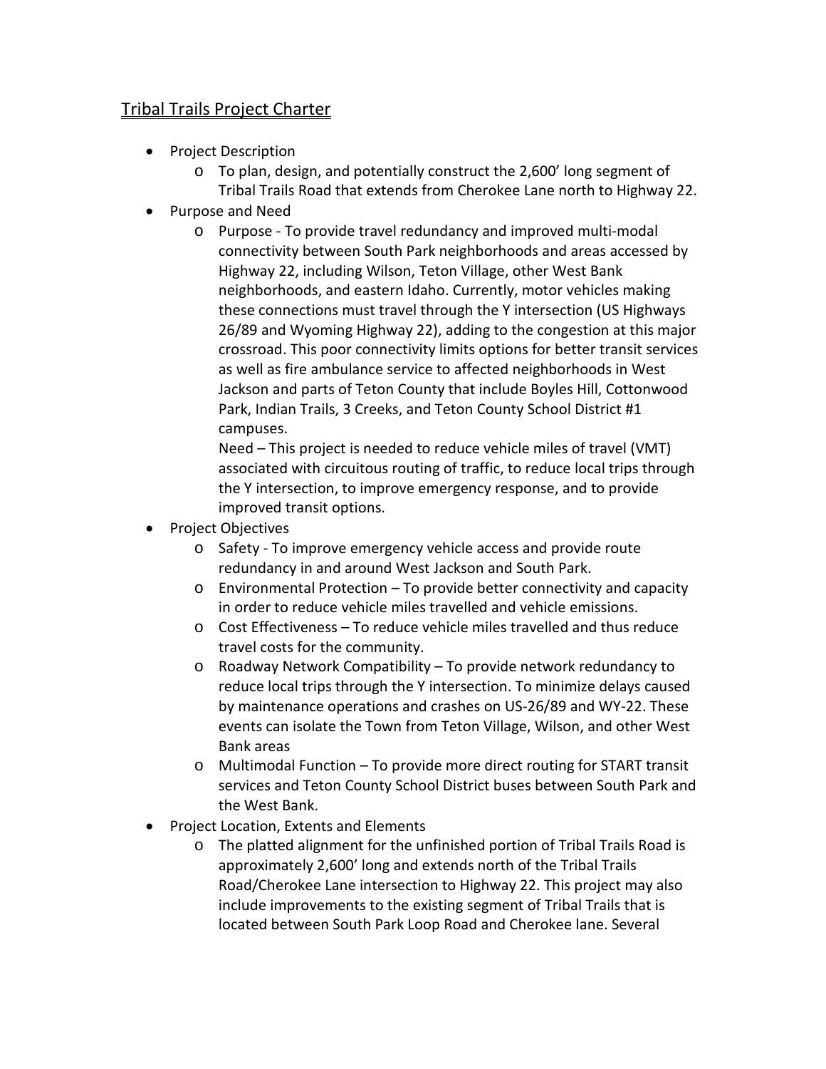# Tribal Trails Project Charter

- Project Description
  - To plan, design, and potentially construct the 2,600' long segment of Tribal Trails Road that extends from Cherokee Lane north to Highway 22.
- Purpose and Need
  - Purpose - To provide travel redundancy and improved multi-modal connectivity between South Park neighborhoods and areas accessed by Highway 22, including Wilson, Teton Village, other West Bank neighborhoods, and eastern Idaho. Currently, motor vehicles making these connections must travel through the Y intersection (US Highways 26/89 and Wyoming Highway 22), adding to the congestion at this major crossroad. This poor connectivity limits options for better transit services as well as fire ambulance service to affected neighborhoods in West Jackson and parts of Teton County that include Boyles Hill, Cottonwood Park, Indian Trails, 3 Creeks, and Teton County School District #1 campuses.

    Need – This project is needed to reduce vehicle miles of travel (VMT) associated with circuitous routing of traffic, to reduce local trips through the Y intersection, to improve emergency response, and to provide improved transit options.
- Project Objectives
  - Safety - To improve emergency vehicle access and provide route redundancy in and around West Jackson and South Park.
  - Environmental Protection – To provide better connectivity and capacity in order to reduce vehicle miles travelled and vehicle emissions.
  - Cost Effectiveness – To reduce vehicle miles travelled and thus reduce travel costs for the community.
  - Roadway Network Compatibility – To provide network redundancy to reduce local trips through the Y intersection. To minimize delays caused by maintenance operations and crashes on US-26/89 and WY-22. These events can isolate the Town from Teton Village, Wilson, and other West Bank areas
  - Multimodal Function – To provide more direct routing for START transit services and Teton County School District buses between South Park and the West Bank.
- Project Location, Extents and Elements
  - The platted alignment for the unfinished portion of Tribal Trails Road is approximately 2,600' long and extends north of the Tribal Trails Road/Cherokee Lane intersection to Highway 22. This project may also include improvements to the existing segment of Tribal Trails that is located between South Park Loop Road and Cherokee lane. Several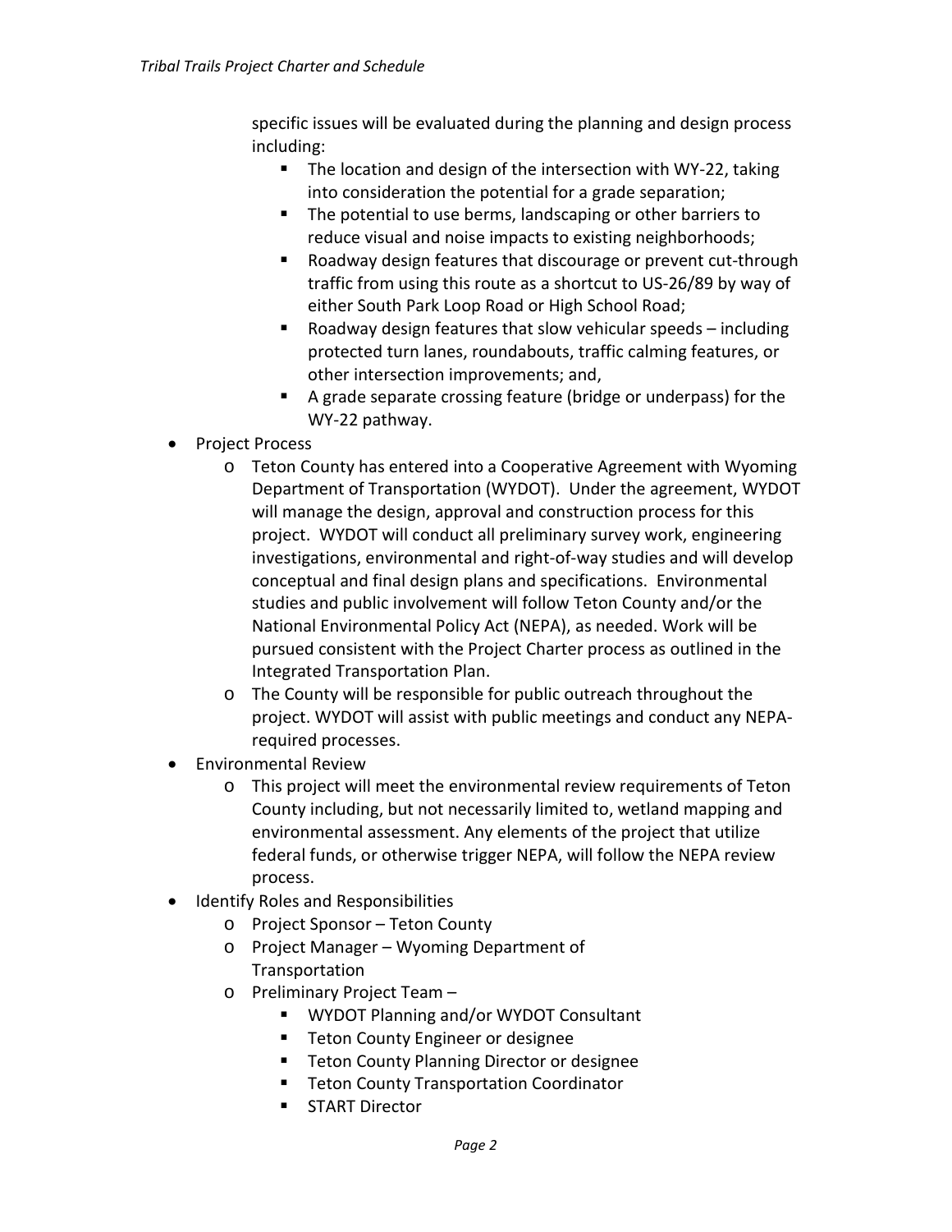specific issues will be evaluated during the planning and design process including:

- The location and design of the intersection with WY-22, taking into consideration the potential for a grade separation;
- The potential to use berms, landscaping or other barriers to reduce visual and noise impacts to existing neighborhoods;
- Roadway design features that discourage or prevent cut-through traffic from using this route as a shortcut to US-26/89 by way of either South Park Loop Road or High School Road;
- Roadway design features that slow vehicular speeds – including protected turn lanes, roundabouts, traffic calming features, or other intersection improvements; and,
- A grade separate crossing feature (bridge or underpass) for the WY-22 pathway.

- Project Process
  - Teton County has entered into a Cooperative Agreement with Wyoming Department of Transportation (WYDOT). Under the agreement, WYDOT will manage the design, approval and construction process for this project. WYDOT will conduct all preliminary survey work, engineering investigations, environmental and right-of-way studies and will develop conceptual and final design plans and specifications. Environmental studies and public involvement will follow Teton County and/or the National Environmental Policy Act (NEPA), as needed. Work will be pursued consistent with the Project Charter process as outlined in the Integrated Transportation Plan.
  - The County will be responsible for public outreach throughout the project. WYDOT will assist with public meetings and conduct any NEPA-required processes.
- Environmental Review
  - This project will meet the environmental review requirements of Teton County including, but not necessarily limited to, wetland mapping and environmental assessment. Any elements of the project that utilize federal funds, or otherwise trigger NEPA, will follow the NEPA review process.
- Identify Roles and Responsibilities
  - Project Sponsor – Teton County
  - Project Manager – Wyoming Department of Transportation
  - Preliminary Project Team –
    - WYDOT Planning and/or WYDOT Consultant
    - Teton County Engineer or designee
    - Teton County Planning Director or designee
    - Teton County Transportation Coordinator
    - START Director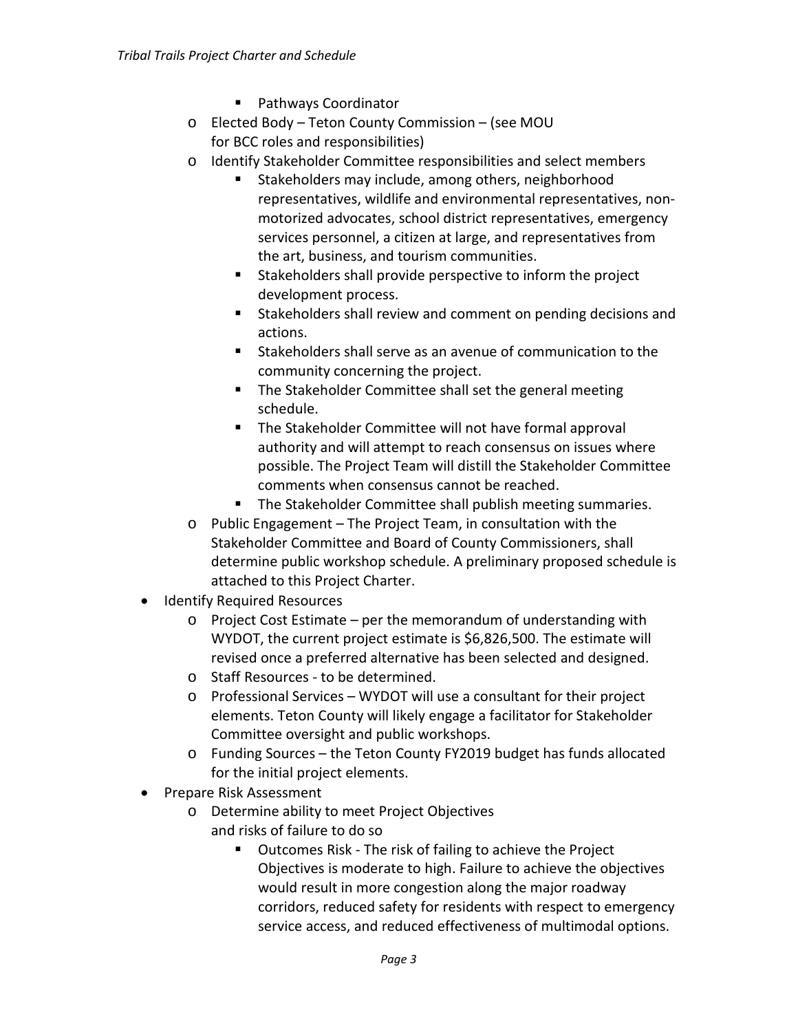- Pathways Coordinator
  - Elected Body – Teton County Commission – (see MOU for BCC roles and responsibilities)
  - Identify Stakeholder Committee responsibilities and select members
    - Stakeholders may include, among others, neighborhood representatives, wildlife and environmental representatives, non-motorized advocates, school district representatives, emergency services personnel, a citizen at large, and representatives from the art, business, and tourism communities.
    - Stakeholders shall provide perspective to inform the project development process.
    - Stakeholders shall review and comment on pending decisions and actions.
    - Stakeholders shall serve as an avenue of communication to the community concerning the project.
    - The Stakeholder Committee shall set the general meeting schedule.
    - The Stakeholder Committee will not have formal approval authority and will attempt to reach consensus on issues where possible. The Project Team will distill the Stakeholder Committee comments when consensus cannot be reached.
    - The Stakeholder Committee shall publish meeting summaries.
  - Public Engagement – The Project Team, in consultation with the Stakeholder Committee and Board of County Commissioners, shall determine public workshop schedule. A preliminary proposed schedule is attached to this Project Charter.
- Identify Required Resources
  - Project Cost Estimate – per the memorandum of understanding with WYDOT, the current project estimate is $6,826,500. The estimate will revised once a preferred alternative has been selected and designed.
  - Staff Resources - to be determined.
  - Professional Services – WYDOT will use a consultant for their project elements. Teton County will likely engage a facilitator for Stakeholder Committee oversight and public workshops.
  - Funding Sources – the Teton County FY2019 budget has funds allocated for the initial project elements.
- Prepare Risk Assessment
  - Determine ability to meet Project Objectives and risks of failure to do so
    - Outcomes Risk - The risk of failing to achieve the Project Objectives is moderate to high. Failure to achieve the objectives would result in more congestion along the major roadway corridors, reduced safety for residents with respect to emergency service access, and reduced effectiveness of multimodal options.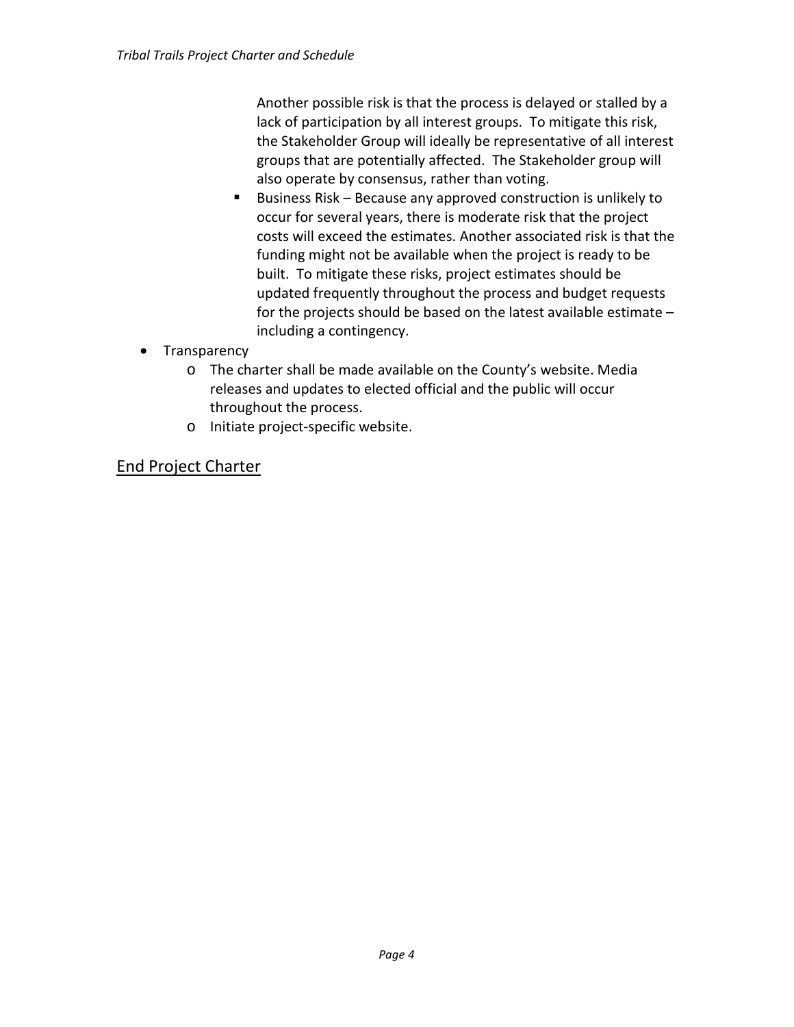Another possible risk is that the process is delayed or stalled by a lack of participation by all interest groups. To mitigate this risk, the Stakeholder Group will ideally be representative of all interest groups that are potentially affected. The Stakeholder group will also operate by consensus, rather than voting.

    - Business Risk – Because any approved construction is unlikely to occur for several years, there is moderate risk that the project costs will exceed the estimates. Another associated risk is that the funding might not be available when the project is ready to be built. To mitigate these risks, project estimates should be updated frequently throughout the process and budget requests for the projects should be based on the latest available estimate – including a contingency.

- Transparency
  - The charter shall be made available on the County's website. Media releases and updates to elected official and the public will occur throughout the process.
  - Initiate project-specific website.

## End Project Charter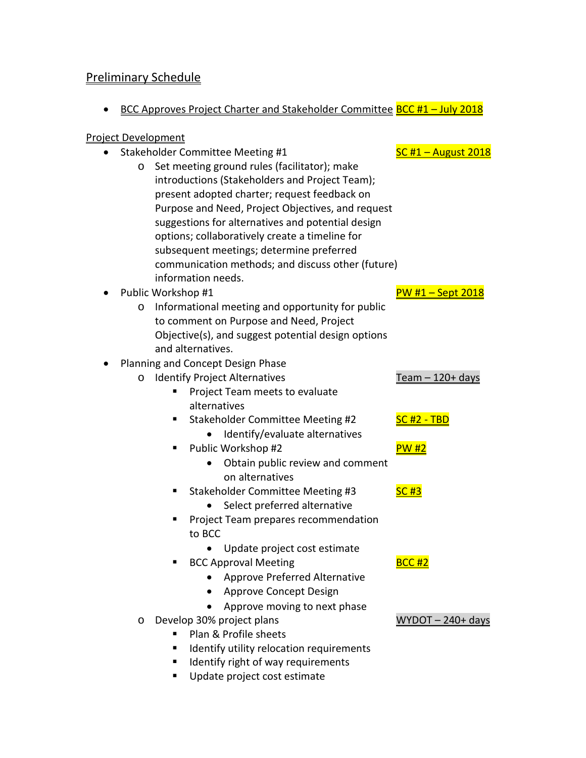## Preliminary Schedule

- BCC Approves Project Charter and Stakeholder Committee — BCC #1 – July 2018

### Project Development

- Stakeholder Committee Meeting #1 — SC #1 – August 2018
  - Set meeting ground rules (facilitator); make introductions (Stakeholders and Project Team); present adopted charter; request feedback on Purpose and Need, Project Objectives, and request suggestions for alternatives and potential design options; collaboratively create a timeline for subsequent meetings; determine preferred communication methods; and discuss other (future) information needs.
- Public Workshop #1 — PW #1 – Sept 2018
  - Informational meeting and opportunity for public to comment on Purpose and Need, Project Objective(s), and suggest potential design options and alternatives.
- Planning and Concept Design Phase
  - Identify Project Alternatives — Team – 120+ days
    - Project Team meets to evaluate alternatives
    - Stakeholder Committee Meeting #2 — SC #2 - TBD
      - Identify/evaluate alternatives
    - Public Workshop #2 — PW #2
      - Obtain public review and comment on alternatives
    - Stakeholder Committee Meeting #3 — SC #3
      - Select preferred alternative
    - Project Team prepares recommendation to BCC
      - Update project cost estimate
    - BCC Approval Meeting — BCC #2
      - Approve Preferred Alternative
      - Approve Concept Design
      - Approve moving to next phase
  - Develop 30% project plans — WYDOT – 240+ days
    - Plan & Profile sheets
    - Identify utility relocation requirements
    - Identify right of way requirements
    - Update project cost estimate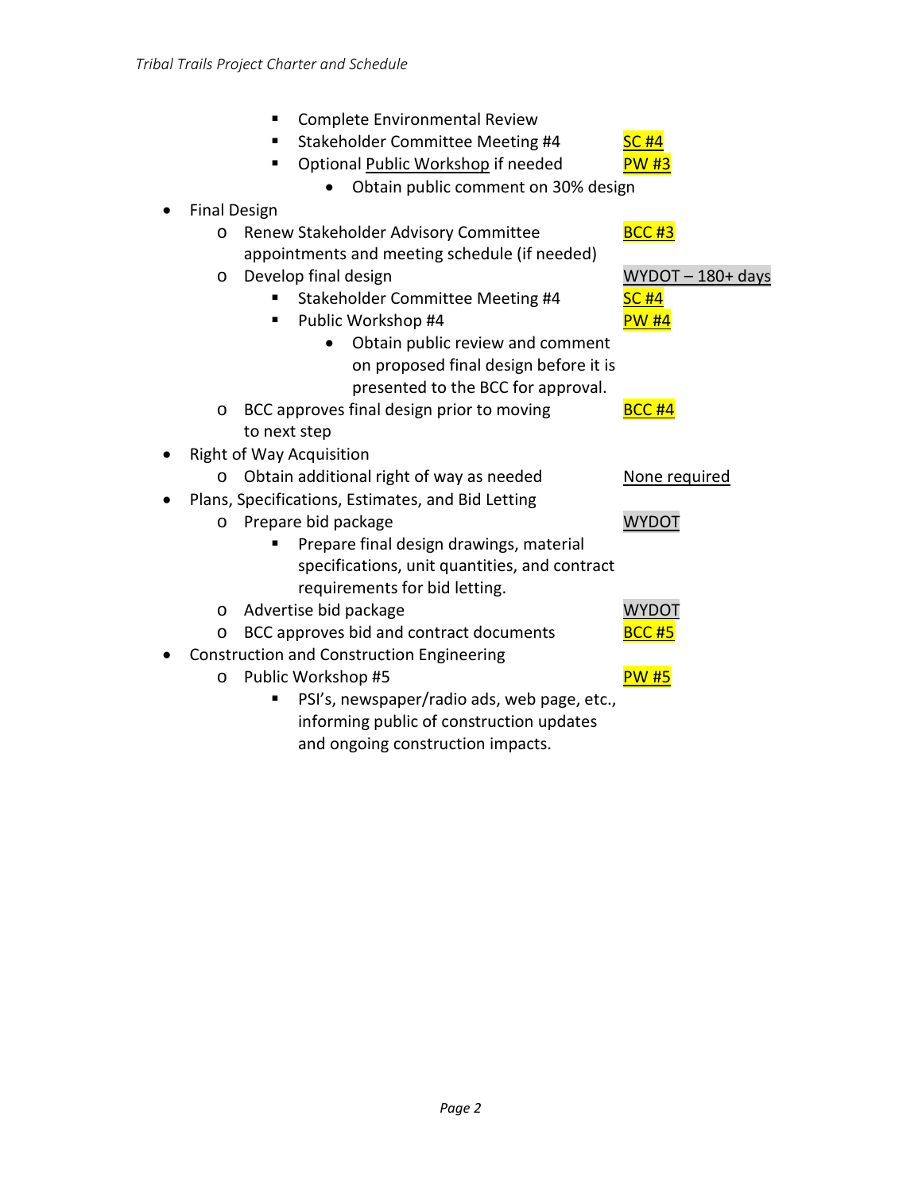- Complete Environmental Review
- Stakeholder Committee Meeting #4 — SC #4
- Optional Public Workshop if needed — PW #3
  - Obtain public comment on 30% design

- Final Design
  - Renew Stakeholder Advisory Committee appointments and meeting schedule (if needed) — BCC #3
  - Develop final design — WYDOT – 180+ days
    - Stakeholder Committee Meeting #4 — SC #4
    - Public Workshop #4 — PW #4
      - Obtain public review and comment on proposed final design before it is presented to the BCC for approval.
  - BCC approves final design prior to moving to next step — BCC #4
- Right of Way Acquisition
  - Obtain additional right of way as needed — None required
- Plans, Specifications, Estimates, and Bid Letting
  - Prepare bid package — WYDOT
    - Prepare final design drawings, material specifications, unit quantities, and contract requirements for bid letting.
  - Advertise bid package — WYDOT
  - BCC approves bid and contract documents — BCC #5
- Construction and Construction Engineering
  - Public Workshop #5 — PW #5
    - PSI's, newspaper/radio ads, web page, etc., informing public of construction updates and ongoing construction impacts.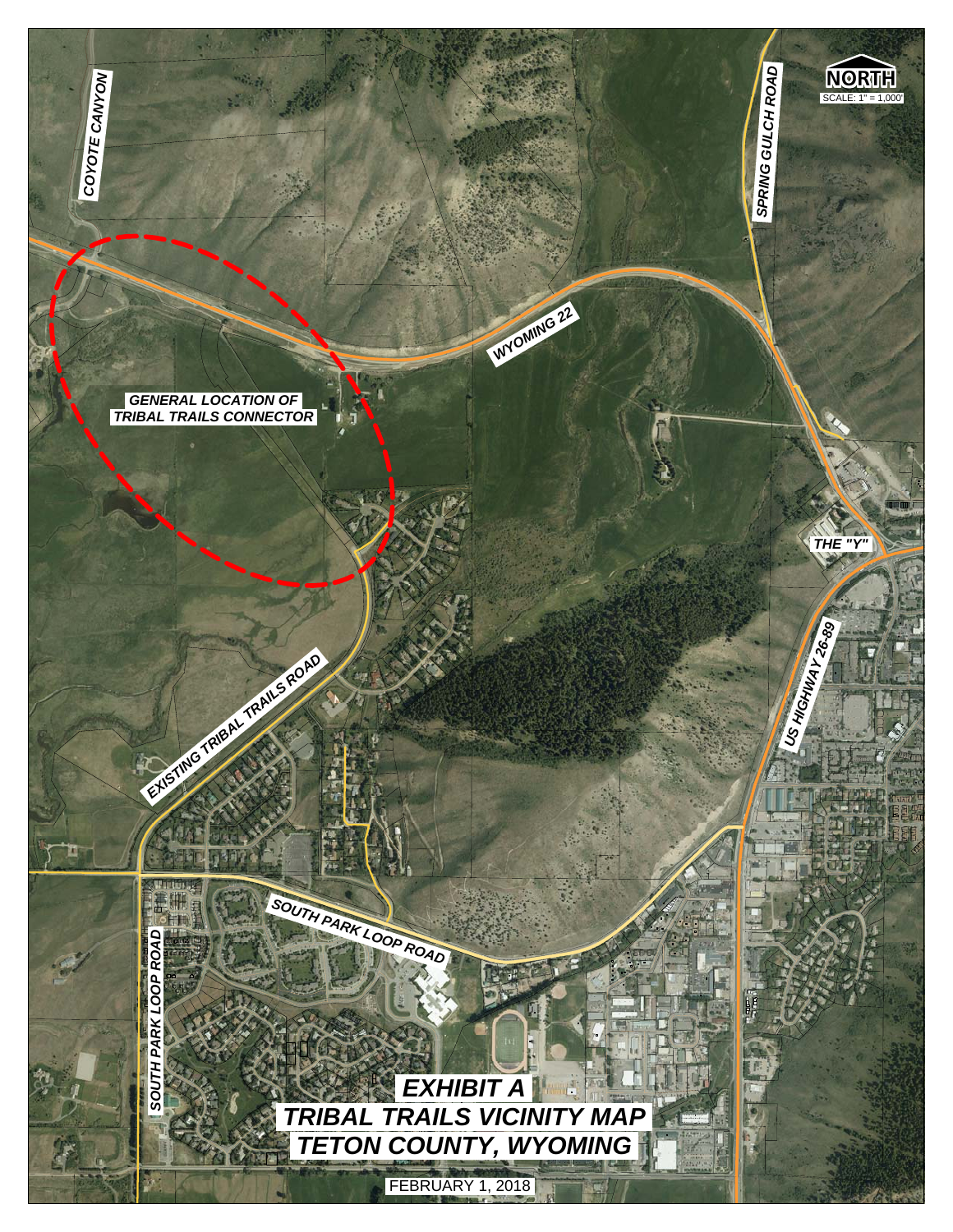NORTH

SCALE: 1" = 1,000'

COYOTE CANYON

SPRING GULCH ROAD

WYOMING 22

GENERAL LOCATION OF TRIBAL TRAILS CONNECTOR

THE "Y"

US HIGHWAY 26-89

EXISTING TRIBAL TRAILS ROAD

SOUTH PARK LOOP ROAD

SOUTH PARK LOOP ROAD

# EXHIBIT A

## TRIBAL TRAILS VICINITY MAP

## TETON COUNTY, WYOMING

FEBRUARY 1, 2018